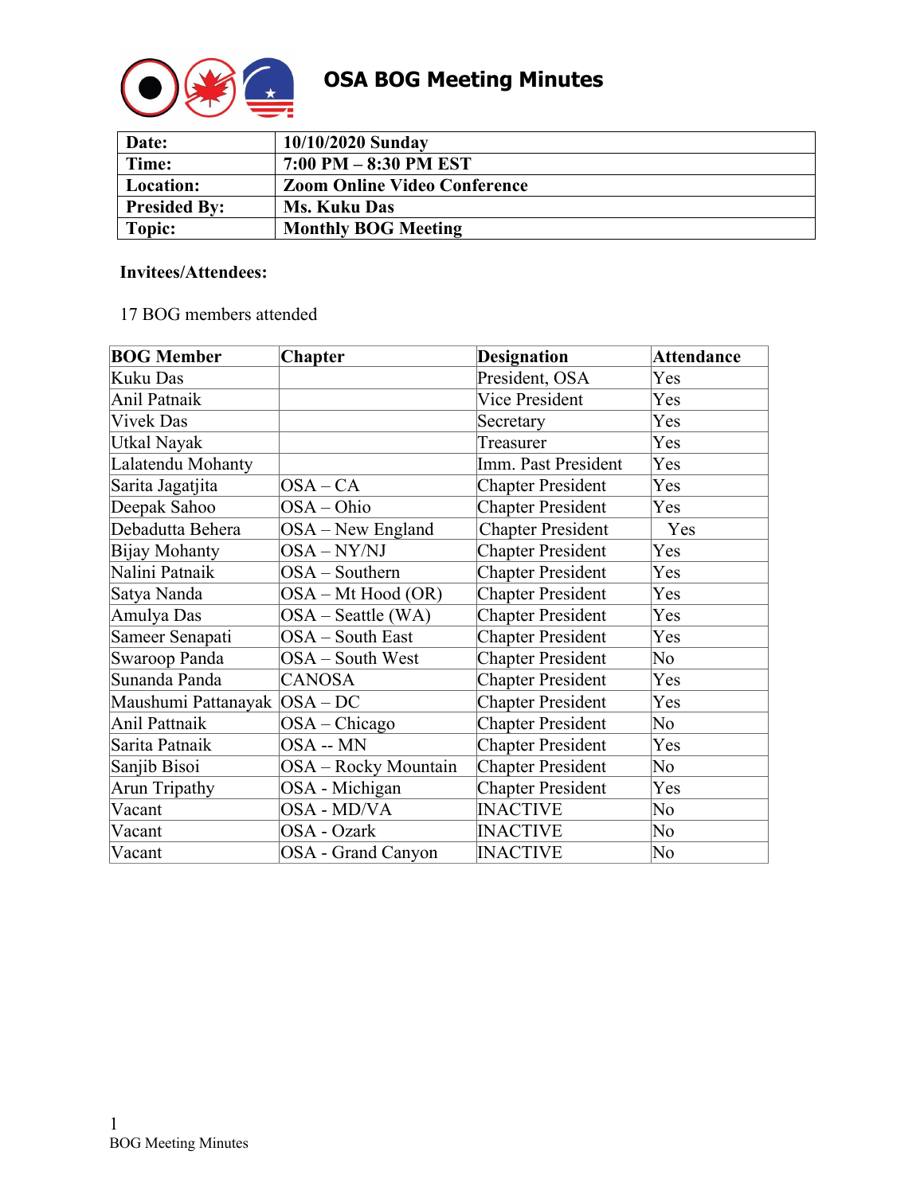# OSA BOG Meeting Minutes

| Date: | 10/10/2020 Sunday |
| --- | --- |
| Time: | 7:00 PM – 8:30 PM EST |
| Location: | Zoom Online Video Conference |
| Presided By: | Ms. Kuku Das |
| Topic: | Monthly BOG Meeting |

**Invitees/Attendees:**

17 BOG members attended

| BOG Member | Chapter | Designation | Attendance |
| --- | --- | --- | --- |
| Kuku Das | | President, OSA | Yes |
| Anil Patnaik | | Vice President | Yes |
| Vivek Das | | Secretary | Yes |
| Utkal Nayak | | Treasurer | Yes |
| Lalatendu Mohanty | | Imm. Past President | Yes |
| Sarita Jagatjita | OSA – CA | Chapter President | Yes |
| Deepak Sahoo | OSA – Ohio | Chapter President | Yes |
| Debadutta Behera | OSA – New England | Chapter President | Yes |
| Bijay Mohanty | OSA – NY/NJ | Chapter President | Yes |
| Nalini Patnaik | OSA – Southern | Chapter President | Yes |
| Satya Nanda | OSA – Mt Hood (OR) | Chapter President | Yes |
| Amulya Das | OSA – Seattle (WA) | Chapter President | Yes |
| Sameer Senapati | OSA – South East | Chapter President | Yes |
| Swaroop Panda | OSA – South West | Chapter President | No |
| Sunanda Panda | CANOSA | Chapter President | Yes |
| Maushumi Pattanayak | OSA – DC | Chapter President | Yes |
| Anil Pattnaik | OSA – Chicago | Chapter President | No |
| Sarita Patnaik | OSA -- MN | Chapter President | Yes |
| Sanjib Bisoi | OSA – Rocky Mountain | Chapter President | No |
| Arun Tripathy | OSA - Michigan | Chapter President | Yes |
| Vacant | OSA - MD/VA | INACTIVE | No |
| Vacant | OSA - Ozark | INACTIVE | No |
| Vacant | OSA - Grand Canyon | INACTIVE | No |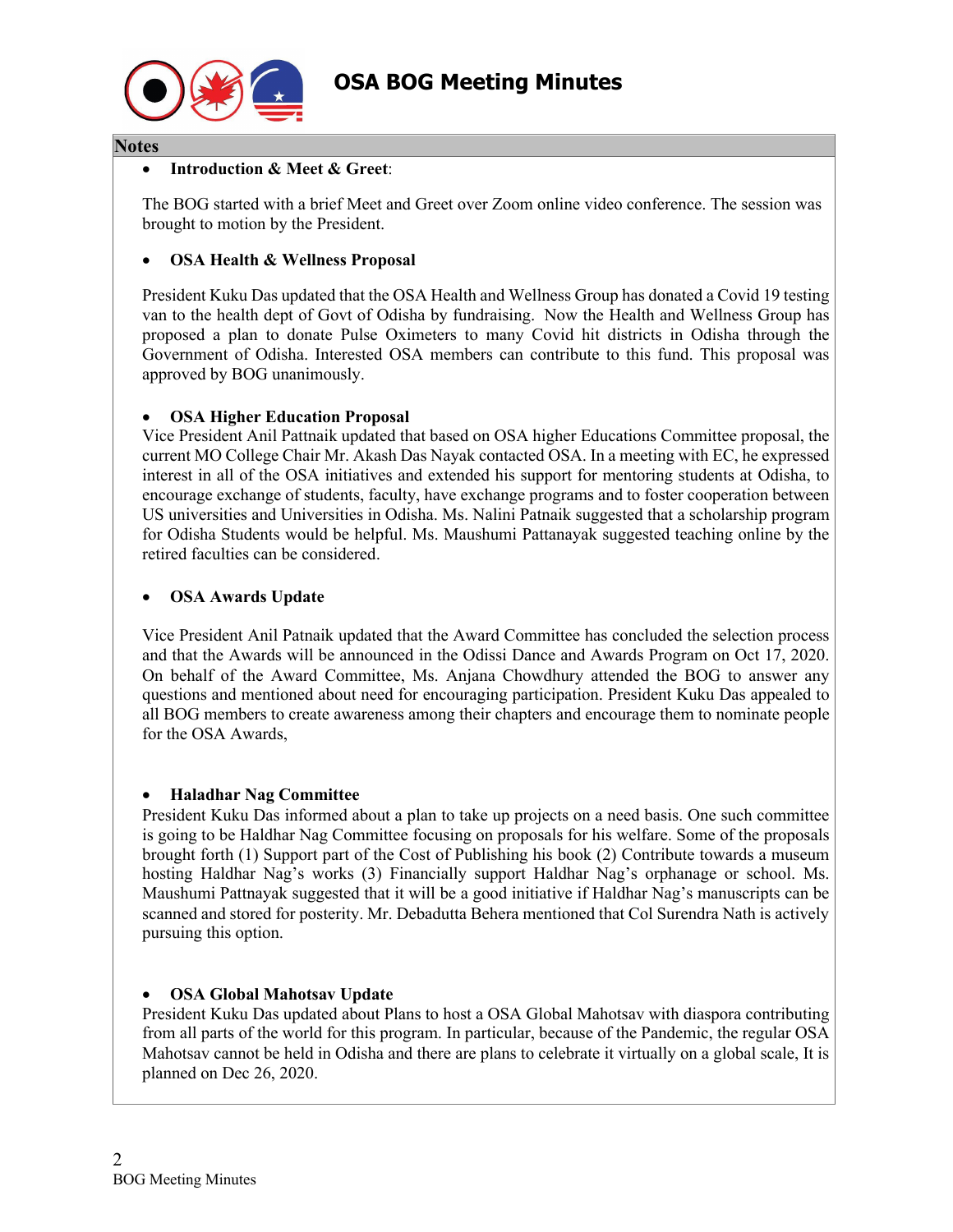## Notes

- **Introduction & Meet & Greet**:

The BOG started with a brief Meet and Greet over Zoom online video conference. The session was brought to motion by the President.

- **OSA Health & Wellness Proposal**

President Kuku Das updated that the OSA Health and Wellness Group has donated a Covid 19 testing van to the health dept of Govt of Odisha by fundraising. Now the Health and Wellness Group has proposed a plan to donate Pulse Oximeters to many Covid hit districts in Odisha through the Government of Odisha. Interested OSA members can contribute to this fund. This proposal was approved by BOG unanimously.

- **OSA Higher Education Proposal**

Vice President Anil Pattnaik updated that based on OSA higher Educations Committee proposal, the current MO College Chair Mr. Akash Das Nayak contacted OSA. In a meeting with EC, he expressed interest in all of the OSA initiatives and extended his support for mentoring students at Odisha, to encourage exchange of students, faculty, have exchange programs and to foster cooperation between US universities and Universities in Odisha. Ms. Nalini Patnaik suggested that a scholarship program for Odisha Students would be helpful. Ms. Maushumi Pattanayak suggested teaching online by the retired faculties can be considered.

- **OSA Awards Update**

Vice President Anil Patnaik updated that the Award Committee has concluded the selection process and that the Awards will be announced in the Odissi Dance and Awards Program on Oct 17, 2020. On behalf of the Award Committee, Ms. Anjana Chowdhury attended the BOG to answer any questions and mentioned about need for encouraging participation. President Kuku Das appealed to all BOG members to create awareness among their chapters and encourage them to nominate people for the OSA Awards,

- **Haladhar Nag Committee**

President Kuku Das informed about a plan to take up projects on a need basis. One such committee is going to be Haldhar Nag Committee focusing on proposals for his welfare. Some of the proposals brought forth (1) Support part of the Cost of Publishing his book (2) Contribute towards a museum hosting Haldhar Nag's works (3) Financially support Haldhar Nag's orphanage or school. Ms. Maushumi Pattnayak suggested that it will be a good initiative if Haldhar Nag's manuscripts can be scanned and stored for posterity. Mr. Debadutta Behera mentioned that Col Surendra Nath is actively pursuing this option.

- **OSA Global Mahotsav Update**

President Kuku Das updated about Plans to host a OSA Global Mahotsav with diaspora contributing from all parts of the world for this program. In particular, because of the Pandemic, the regular OSA Mahotsav cannot be held in Odisha and there are plans to celebrate it virtually on a global scale, It is planned on Dec 26, 2020.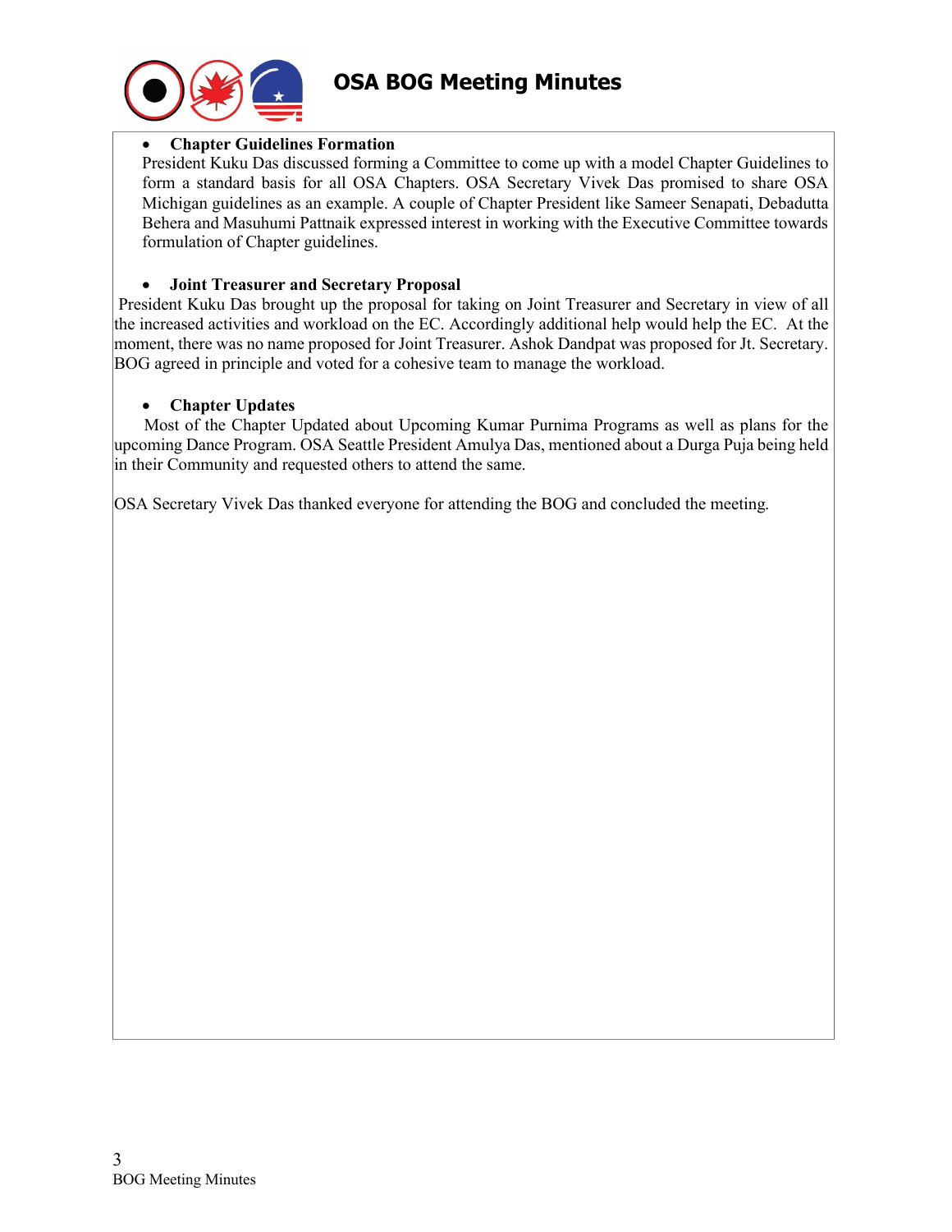- **Chapter Guidelines Formation**

  President Kuku Das discussed forming a Committee to come up with a model Chapter Guidelines to form a standard basis for all OSA Chapters. OSA Secretary Vivek Das promised to share OSA Michigan guidelines as an example. A couple of Chapter President like Sameer Senapati, Debadutta Behera and Masuhumi Pattnaik expressed interest in working with the Executive Committee towards formulation of Chapter guidelines.

- **Joint Treasurer and Secretary Proposal**

President Kuku Das brought up the proposal for taking on Joint Treasurer and Secretary in view of all the increased activities and workload on the EC. Accordingly additional help would help the EC. At the moment, there was no name proposed for Joint Treasurer. Ashok Dandpat was proposed for Jt. Secretary. BOG agreed in principle and voted for a cohesive team to manage the workload.

- **Chapter Updates**

Most of the Chapter Updated about Upcoming Kumar Purnima Programs as well as plans for the upcoming Dance Program. OSA Seattle President Amulya Das, mentioned about a Durga Puja being held in their Community and requested others to attend the same.

OSA Secretary Vivek Das thanked everyone for attending the BOG and concluded the meeting.